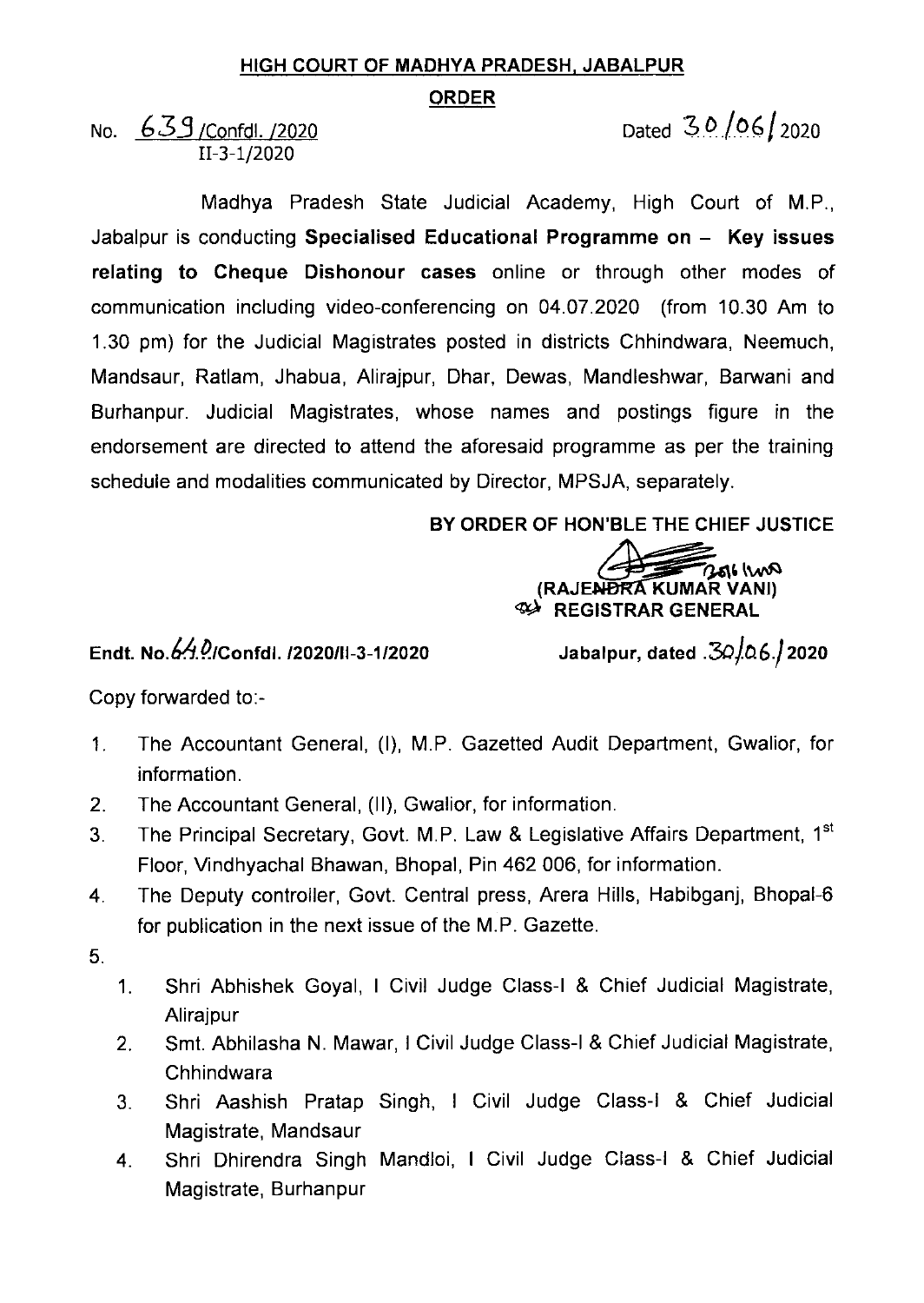# HIGH COURT OF MADHYA PRADESH, JABALPUR

## ORDER

No. 639 /Confdl. /2020
II-3-1/2020

Dated 30/06/2020

Madhya Pradesh State Judicial Academy, High Court of M.P., Jabalpur is conducting **Specialised Educational Programme on – Key issues relating to Cheque Dishonour cases** online or through other modes of communication including video-conferencing on 04.07.2020 (from 10.30 Am to 1.30 pm) for the Judicial Magistrates posted in districts Chhindwara, Neemuch, Mandsaur, Ratlam, Jhabua, Alirajpur, Dhar, Dewas, Mandleshwar, Barwani and Burhanpur. Judicial Magistrates, whose names and postings figure in the endorsement are directed to attend the aforesaid programme as per the training schedule and modalities communicated by Director, MPSJA, separately.

**BY ORDER OF HON'BLE THE CHIEF JUSTICE**

**(RAJENDRA KUMAR VANI)**
**REGISTRAR GENERAL**

**Endt. No.640/Confdl. /2020/II-3-1/2020** **Jabalpur, dated .30/06./2020**

Copy forwarded to:-

1. The Accountant General, (I), M.P. Gazetted Audit Department, Gwalior, for information.
2. The Accountant General, (II), Gwalior, for information.
3. The Principal Secretary, Govt. M.P. Law & Legislative Affairs Department, 1st Floor, Vindhyachal Bhawan, Bhopal, Pin 462 006, for information.
4. The Deputy controller, Govt. Central press, Arera Hills, Habibganj, Bhopal-6 for publication in the next issue of the M.P. Gazette.
5. 
   1. Shri Abhishek Goyal, I Civil Judge Class-I & Chief Judicial Magistrate, Alirajpur
   2. Smt. Abhilasha N. Mawar, I Civil Judge Class-I & Chief Judicial Magistrate, Chhindwara
   3. Shri Aashish Pratap Singh, I Civil Judge Class-I & Chief Judicial Magistrate, Mandsaur
   4. Shri Dhirendra Singh Mandloi, I Civil Judge Class-I & Chief Judicial Magistrate, Burhanpur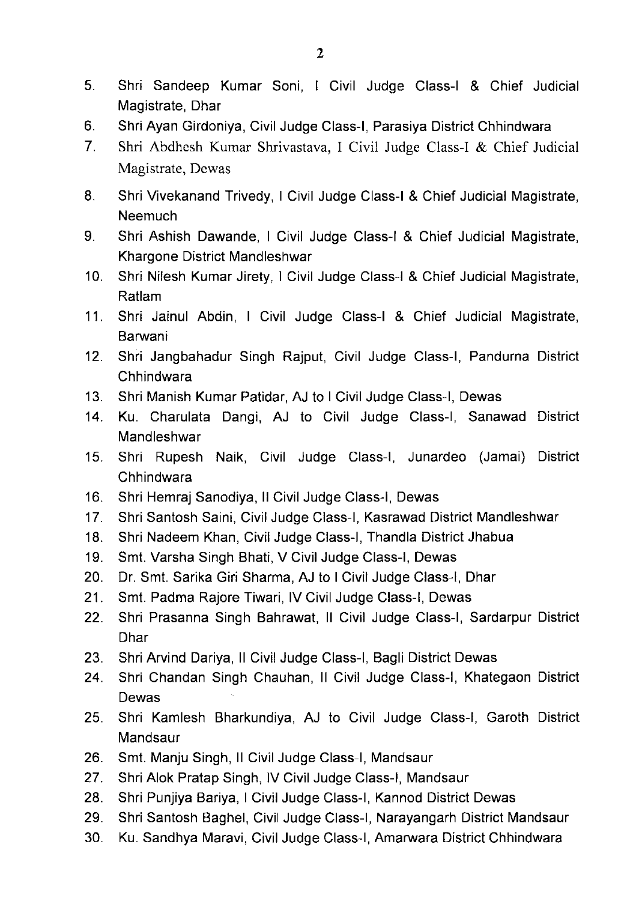5. Shri Sandeep Kumar Soni, I Civil Judge Class-I & Chief Judicial Magistrate, Dhar
6. Shri Ayan Girdoniya, Civil Judge Class-I, Parasiya District Chhindwara
7. Shri Abdhesh Kumar Shrivastava, I Civil Judge Class-I & Chief Judicial Magistrate, Dewas
8. Shri Vivekanand Trivedy, I Civil Judge Class-I & Chief Judicial Magistrate, Neemuch
9. Shri Ashish Dawande, I Civil Judge Class-I & Chief Judicial Magistrate, Khargone District Mandleshwar
10. Shri Nilesh Kumar Jirety, I Civil Judge Class-I & Chief Judicial Magistrate, Ratlam
11. Shri Jainul Abdin, I Civil Judge Class-I & Chief Judicial Magistrate, Barwani
12. Shri Jangbahadur Singh Rajput, Civil Judge Class-I, Pandurna District Chhindwara
13. Shri Manish Kumar Patidar, AJ to I Civil Judge Class-I, Dewas
14. Ku. Charulata Dangi, AJ to Civil Judge Class-I, Sanawad District Mandleshwar
15. Shri Rupesh Naik, Civil Judge Class-I, Junardeo (Jamai) District Chhindwara
16. Shri Hemraj Sanodiya, II Civil Judge Class-I, Dewas
17. Shri Santosh Saini, Civil Judge Class-I, Kasrawad District Mandleshwar
18. Shri Nadeem Khan, Civil Judge Class-I, Thandla District Jhabua
19. Smt. Varsha Singh Bhati, V Civil Judge Class-I, Dewas
20. Dr. Smt. Sarika Giri Sharma, AJ to I Civil Judge Class-I, Dhar
21. Smt. Padma Rajore Tiwari, IV Civil Judge Class-I, Dewas
22. Shri Prasanna Singh Bahrawat, II Civil Judge Class-I, Sardarpur District Dhar
23. Shri Arvind Dariya, II Civil Judge Class-I, Bagli District Dewas
24. Shri Chandan Singh Chauhan, II Civil Judge Class-I, Khategaon District Dewas
25. Shri Kamlesh Bharkundiya, AJ to Civil Judge Class-I, Garoth District Mandsaur
26. Smt. Manju Singh, II Civil Judge Class-I, Mandsaur
27. Shri Alok Pratap Singh, IV Civil Judge Class-I, Mandsaur
28. Shri Punjiya Bariya, I Civil Judge Class-I, Kannod District Dewas
29. Shri Santosh Baghel, Civil Judge Class-I, Narayangarh District Mandsaur
30. Ku. Sandhya Maravi, Civil Judge Class-I, Amarwara District Chhindwara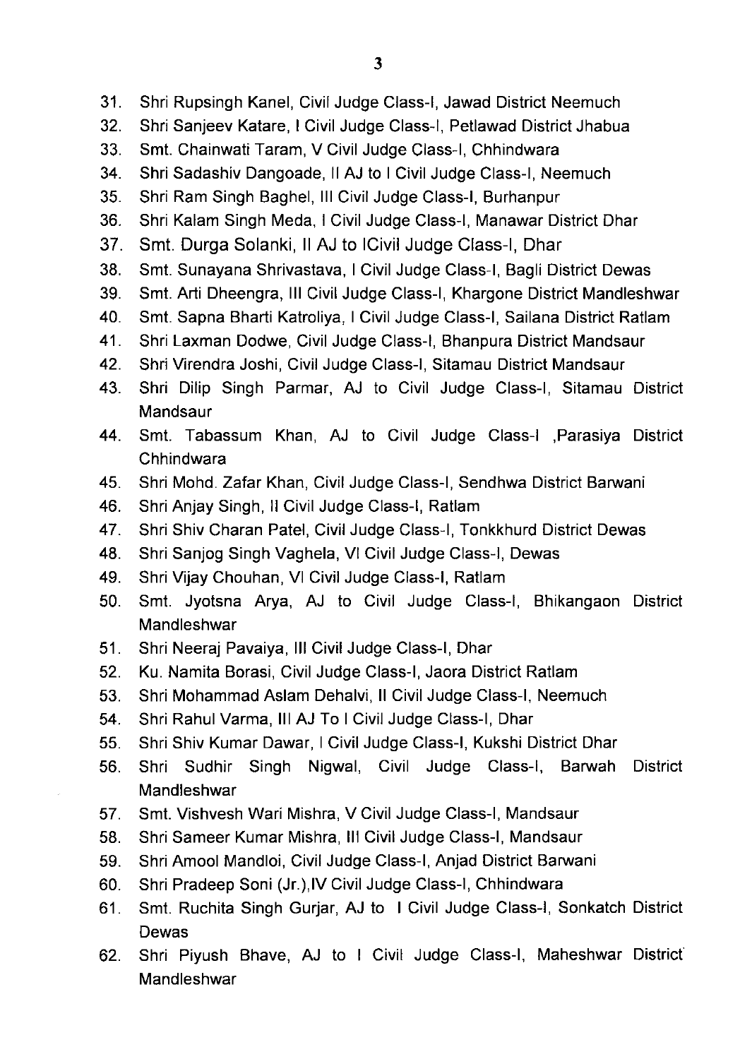31. Shri Rupsingh Kanel, Civil Judge Class-I, Jawad District Neemuch
32. Shri Sanjeev Katare, I Civil Judge Class-I, Petlawad District Jhabua
33. Smt. Chainwati Taram, V Civil Judge Class-I, Chhindwara
34. Shri Sadashiv Dangoade, II AJ to I Civil Judge Class-I, Neemuch
35. Shri Ram Singh Baghel, III Civil Judge Class-I, Burhanpur
36. Shri Kalam Singh Meda, I Civil Judge Class-I, Manawar District Dhar
37. Smt. Durga Solanki, II AJ to ICivil Judge Class-I, Dhar
38. Smt. Sunayana Shrivastava, I Civil Judge Class-I, Bagli District Dewas
39. Smt. Arti Dheengra, III Civil Judge Class-I, Khargone District Mandleshwar
40. Smt. Sapna Bharti Katroliya, I Civil Judge Class-I, Sailana District Ratlam
41. Shri Laxman Dodwe, Civil Judge Class-I, Bhanpura District Mandsaur
42. Shri Virendra Joshi, Civil Judge Class-I, Sitamau District Mandsaur
43. Shri Dilip Singh Parmar, AJ to Civil Judge Class-I, Sitamau District Mandsaur
44. Smt. Tabassum Khan, AJ to Civil Judge Class-I ,Parasiya District Chhindwara
45. Shri Mohd. Zafar Khan, Civil Judge Class-I, Sendhwa District Barwani
46. Shri Anjay Singh, II Civil Judge Class-I, Ratlam
47. Shri Shiv Charan Patel, Civil Judge Class-I, Tonkkhurd District Dewas
48. Shri Sanjog Singh Vaghela, VI Civil Judge Class-I, Dewas
49. Shri Vijay Chouhan, VI Civil Judge Class-I, Ratlam
50. Smt. Jyotsna Arya, AJ to Civil Judge Class-I, Bhikangaon District Mandleshwar
51. Shri Neeraj Pavaiya, III Civil Judge Class-I, Dhar
52. Ku. Namita Borasi, Civil Judge Class-I, Jaora District Ratlam
53. Shri Mohammad Aslam Dehalvi, II Civil Judge Class-I, Neemuch
54. Shri Rahul Varma, III AJ To I Civil Judge Class-I, Dhar
55. Shri Shiv Kumar Dawar, I Civil Judge Class-I, Kukshi District Dhar
56. Shri Sudhir Singh Nigwal, Civil Judge Class-I, Barwah District Mandleshwar
57. Smt. Vishvesh Wari Mishra, V Civil Judge Class-I, Mandsaur
58. Shri Sameer Kumar Mishra, III Civil Judge Class-I, Mandsaur
59. Shri Amool Mandloi, Civil Judge Class-I, Anjad District Barwani
60. Shri Pradeep Soni (Jr.),IV Civil Judge Class-I, Chhindwara
61. Smt. Ruchita Singh Gurjar, AJ to I Civil Judge Class-I, Sonkatch District Dewas
62. Shri Piyush Bhave, AJ to I Civil Judge Class-I, Maheshwar District Mandleshwar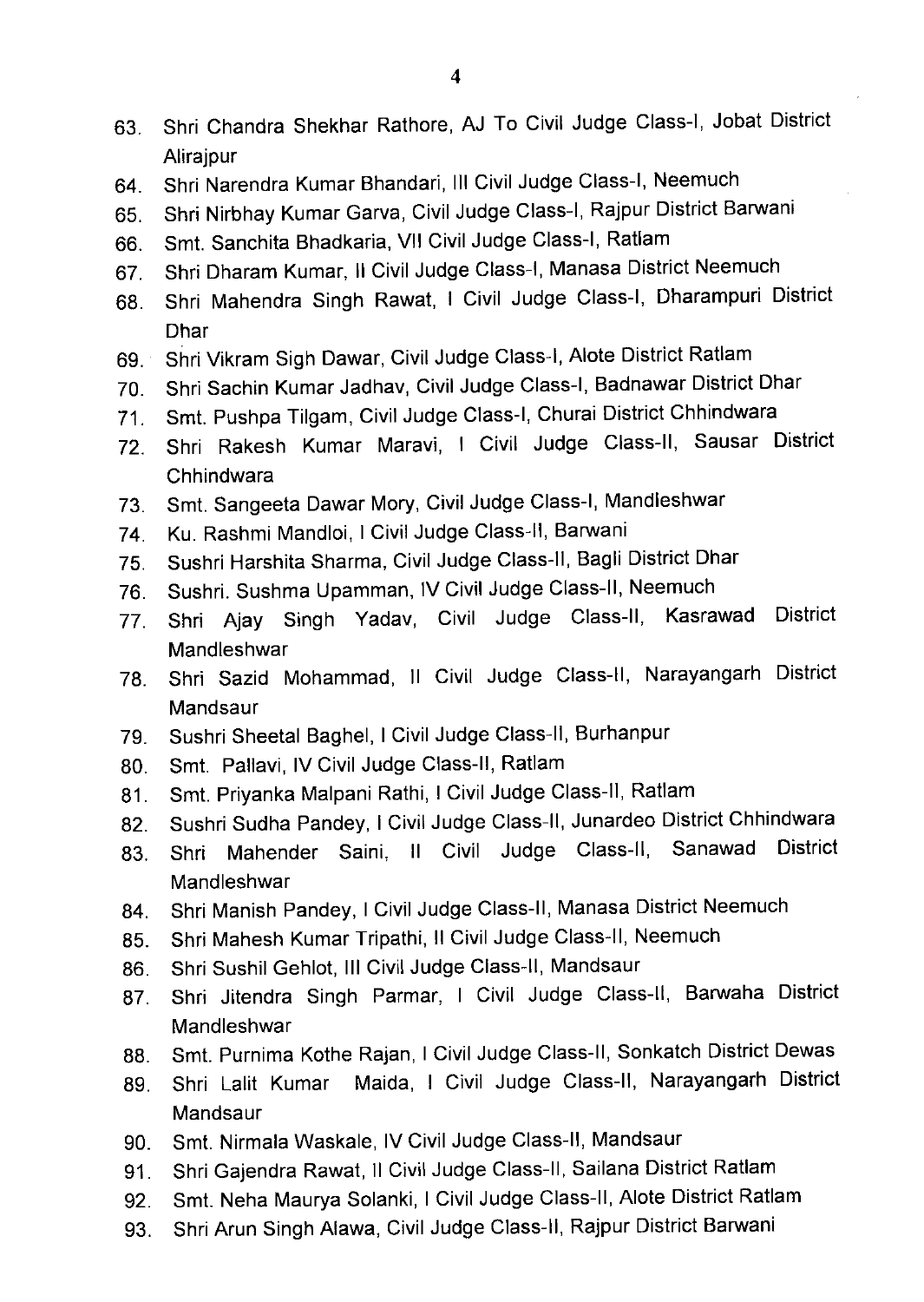63. Shri Chandra Shekhar Rathore, AJ To Civil Judge Class-I, Jobat District Alirajpur
64. Shri Narendra Kumar Bhandari, III Civil Judge Class-I, Neemuch
65. Shri Nirbhay Kumar Garva, Civil Judge Class-I, Rajpur District Barwani
66. Smt. Sanchita Bhadkaria, VII Civil Judge Class-I, Ratlam
67. Shri Dharam Kumar, II Civil Judge Class-I, Manasa District Neemuch
68. Shri Mahendra Singh Rawat, I Civil Judge Class-I, Dharampuri District Dhar
69. Shri Vikram Sigh Dawar, Civil Judge Class-I, Alote District Ratlam
70. Shri Sachin Kumar Jadhav, Civil Judge Class-I, Badnawar District Dhar
71. Smt. Pushpa Tilgam, Civil Judge Class-I, Churai District Chhindwara
72. Shri Rakesh Kumar Maravi, I Civil Judge Class-II, Sausar District Chhindwara
73. Smt. Sangeeta Dawar Mory, Civil Judge Class-I, Mandleshwar
74. Ku. Rashmi Mandloi, I Civil Judge Class-II, Barwani
75. Sushri Harshita Sharma, Civil Judge Class-II, Bagli District Dhar
76. Sushri. Sushma Upamman, IV Civil Judge Class-II, Neemuch
77. Shri Ajay Singh Yadav, Civil Judge Class-II, Kasrawad District Mandleshwar
78. Shri Sazid Mohammad, II Civil Judge Class-II, Narayangarh District Mandsaur
79. Sushri Sheetal Baghel, I Civil Judge Class-II, Burhanpur
80. Smt. Pallavi, IV Civil Judge Class-II, Ratlam
81. Smt. Priyanka Malpani Rathi, I Civil Judge Class-II, Ratlam
82. Sushri Sudha Pandey, I Civil Judge Class-II, Junardeo District Chhindwara
83. Shri Mahender Saini, II Civil Judge Class-II, Sanawad District Mandleshwar
84. Shri Manish Pandey, I Civil Judge Class-II, Manasa District Neemuch
85. Shri Mahesh Kumar Tripathi, II Civil Judge Class-II, Neemuch
86. Shri Sushil Gehlot, III Civil Judge Class-II, Mandsaur
87. Shri Jitendra Singh Parmar, I Civil Judge Class-II, Barwaha District Mandleshwar
88. Smt. Purnima Kothe Rajan, I Civil Judge Class-II, Sonkatch District Dewas
89. Shri Lalit Kumar Maida, I Civil Judge Class-II, Narayangarh District Mandsaur
90. Smt. Nirmala Waskale, IV Civil Judge Class-II, Mandsaur
91. Shri Gajendra Rawat, II Civil Judge Class-II, Sailana District Ratlam
92. Smt. Neha Maurya Solanki, I Civil Judge Class-II, Alote District Ratlam
93. Shri Arun Singh Alawa, Civil Judge Class-II, Rajpur District Barwani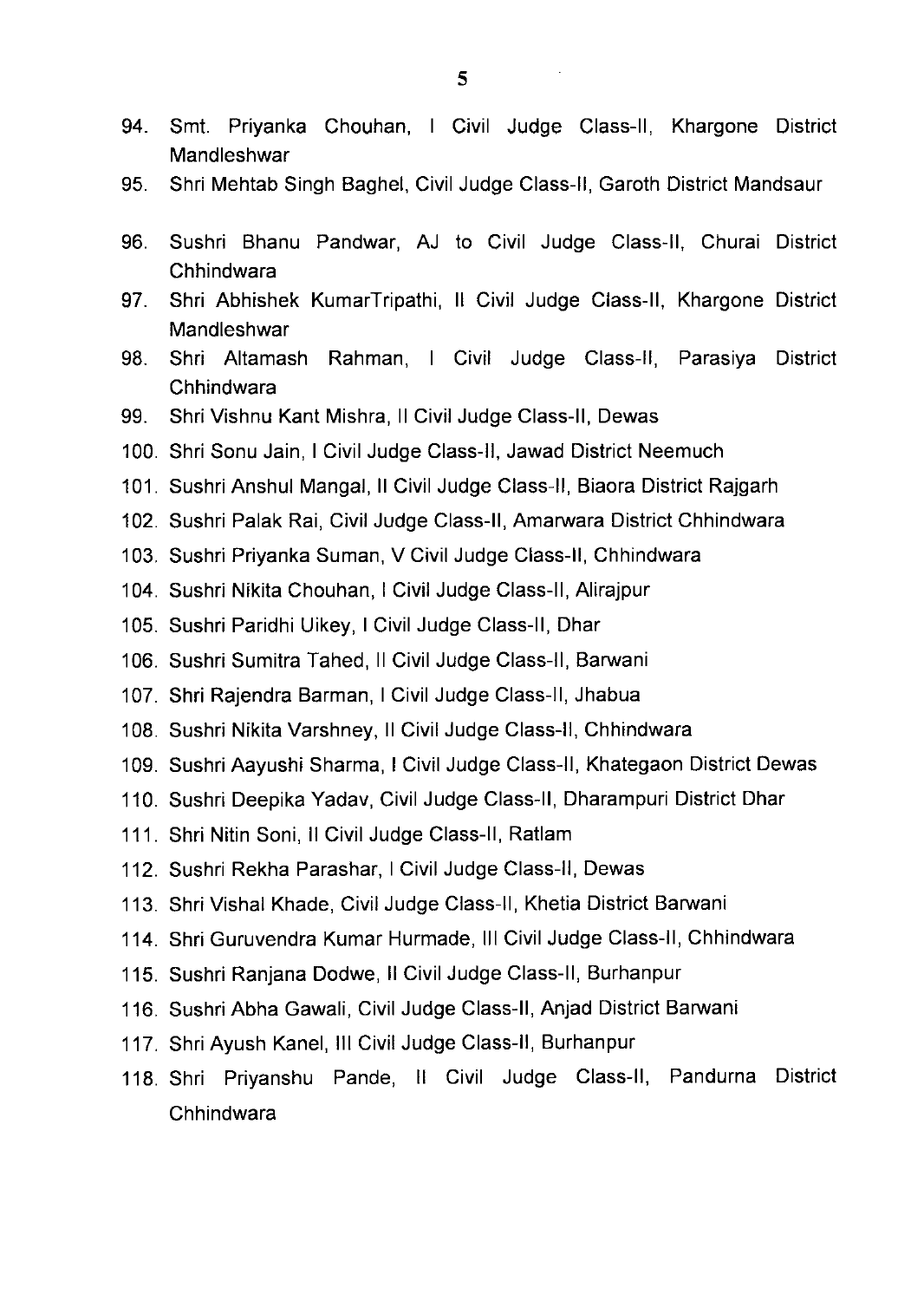94. Smt. Priyanka Chouhan, I Civil Judge Class-II, Khargone District Mandleshwar
95. Shri Mehtab Singh Baghel, Civil Judge Class-II, Garoth District Mandsaur
96. Sushri Bhanu Pandwar, AJ to Civil Judge Class-II, Churai District Chhindwara
97. Shri Abhishek KumarTripathi, II Civil Judge Class-II, Khargone District Mandleshwar
98. Shri Altamash Rahman, I Civil Judge Class-II, Parasiya District Chhindwara
99. Shri Vishnu Kant Mishra, II Civil Judge Class-II, Dewas
100. Shri Sonu Jain, I Civil Judge Class-II, Jawad District Neemuch
101. Sushri Anshul Mangal, II Civil Judge Class-II, Biaora District Rajgarh
102. Sushri Palak Rai, Civil Judge Class-II, Amarwara District Chhindwara
103. Sushri Priyanka Suman, V Civil Judge Class-II, Chhindwara
104. Sushri Nikita Chouhan, I Civil Judge Class-II, Alirajpur
105. Sushri Paridhi Uikey, I Civil Judge Class-II, Dhar
106. Sushri Sumitra Tahed, II Civil Judge Class-II, Barwani
107. Shri Rajendra Barman, I Civil Judge Class-II, Jhabua
108. Sushri Nikita Varshney, II Civil Judge Class-II, Chhindwara
109. Sushri Aayushi Sharma, I Civil Judge Class-II, Khategaon District Dewas
110. Sushri Deepika Yadav, Civil Judge Class-II, Dharampuri District Dhar
111. Shri Nitin Soni, II Civil Judge Class-II, Ratlam
112. Sushri Rekha Parashar, I Civil Judge Class-II, Dewas
113. Shri Vishal Khade, Civil Judge Class-II, Khetia District Barwani
114. Shri Guruvendra Kumar Hurmade, III Civil Judge Class-II, Chhindwara
115. Sushri Ranjana Dodwe, II Civil Judge Class-II, Burhanpur
116. Sushri Abha Gawali, Civil Judge Class-II, Anjad District Barwani
117. Shri Ayush Kanel, III Civil Judge Class-II, Burhanpur
118. Shri Priyanshu Pande, II Civil Judge Class-II, Pandurna District Chhindwara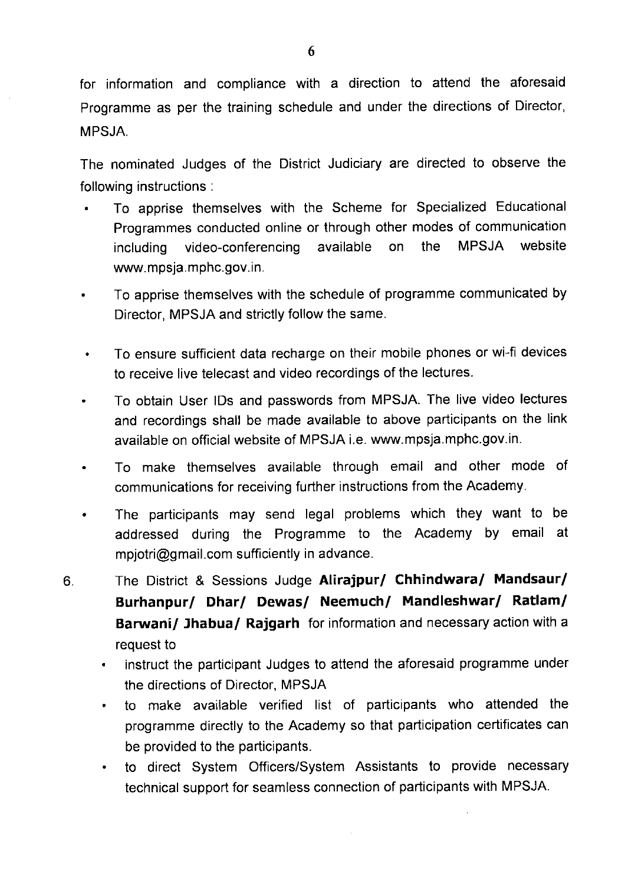for information and compliance with a direction to attend the aforesaid Programme as per the training schedule and under the directions of Director, MPSJA.

The nominated Judges of the District Judiciary are directed to observe the following instructions :

- To apprise themselves with the Scheme for Specialized Educational Programmes conducted online or through other modes of communication including video-conferencing available on the MPSJA website www.mpsja.mphc.gov.in.
- To apprise themselves with the schedule of programme communicated by Director, MPSJA and strictly follow the same.
- To ensure sufficient data recharge on their mobile phones or wi-fi devices to receive live telecast and video recordings of the lectures.
- To obtain User IDs and passwords from MPSJA. The live video lectures and recordings shall be made available to above participants on the link available on official website of MPSJA i.e. www.mpsja.mphc.gov.in.
- To make themselves available through email and other mode of communications for receiving further instructions from the Academy.
- The participants may send legal problems which they want to be addressed during the Programme to the Academy by email at mpjotri@gmail.com sufficiently in advance.

6. The District & Sessions Judge **Alirajpur/ Chhindwara/ Mandsaur/ Burhanpur/ Dhar/ Dewas/ Neemuch/ Mandleshwar/ Ratlam/ Barwani/ Jhabua/ Rajgarh** for information and necessary action with a request to
   - instruct the participant Judges to attend the aforesaid programme under the directions of Director, MPSJA
   - to make available verified list of participants who attended the programme directly to the Academy so that participation certificates can be provided to the participants.
   - to direct System Officers/System Assistants to provide necessary technical support for seamless connection of participants with MPSJA.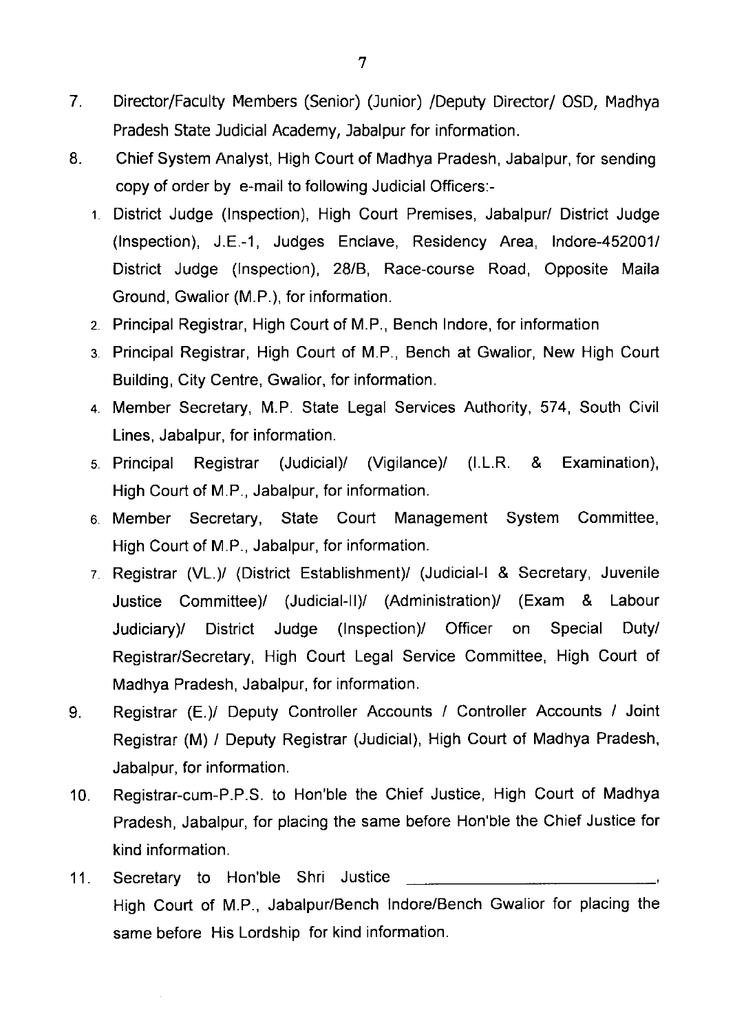7. Director/Faculty Members (Senior) (Junior) /Deputy Director/ OSD, Madhya Pradesh State Judicial Academy, Jabalpur for information.

8. Chief System Analyst, High Court of Madhya Pradesh, Jabalpur, for sending copy of order by e-mail to following Judicial Officers:-

   1. District Judge (Inspection), High Court Premises, Jabalpur/ District Judge (Inspection), J.E.-1, Judges Enclave, Residency Area, Indore-452001/ District Judge (Inspection), 28/B, Race-course Road, Opposite Maila Ground, Gwalior (M.P.), for information.
   2. Principal Registrar, High Court of M.P., Bench Indore, for information
   3. Principal Registrar, High Court of M.P., Bench at Gwalior, New High Court Building, City Centre, Gwalior, for information.
   4. Member Secretary, M.P. State Legal Services Authority, 574, South Civil Lines, Jabalpur, for information.
   5. Principal Registrar (Judicial)/ (Vigilance)/ (I.L.R. & Examination), High Court of M.P., Jabalpur, for information.
   6. Member Secretary, State Court Management System Committee, High Court of M.P., Jabalpur, for information.
   7. Registrar (VL.)/ (District Establishment)/ (Judicial-I & Secretary, Juvenile Justice Committee)/ (Judicial-II)/ (Administration)/ (Exam & Labour Judiciary)/ District Judge (Inspection)/ Officer on Special Duty/ Registrar/Secretary, High Court Legal Service Committee, High Court of Madhya Pradesh, Jabalpur, for information.

9. Registrar (E.)/ Deputy Controller Accounts / Controller Accounts / Joint Registrar (M) / Deputy Registrar (Judicial), High Court of Madhya Pradesh, Jabalpur, for information.

10. Registrar-cum-P.P.S. to Hon'ble the Chief Justice, High Court of Madhya Pradesh, Jabalpur, for placing the same before Hon'ble the Chief Justice for kind information.

11. Secretary to Hon'ble Shri Justice ______________________________, High Court of M.P., Jabalpur/Bench Indore/Bench Gwalior for placing the same before His Lordship for kind information.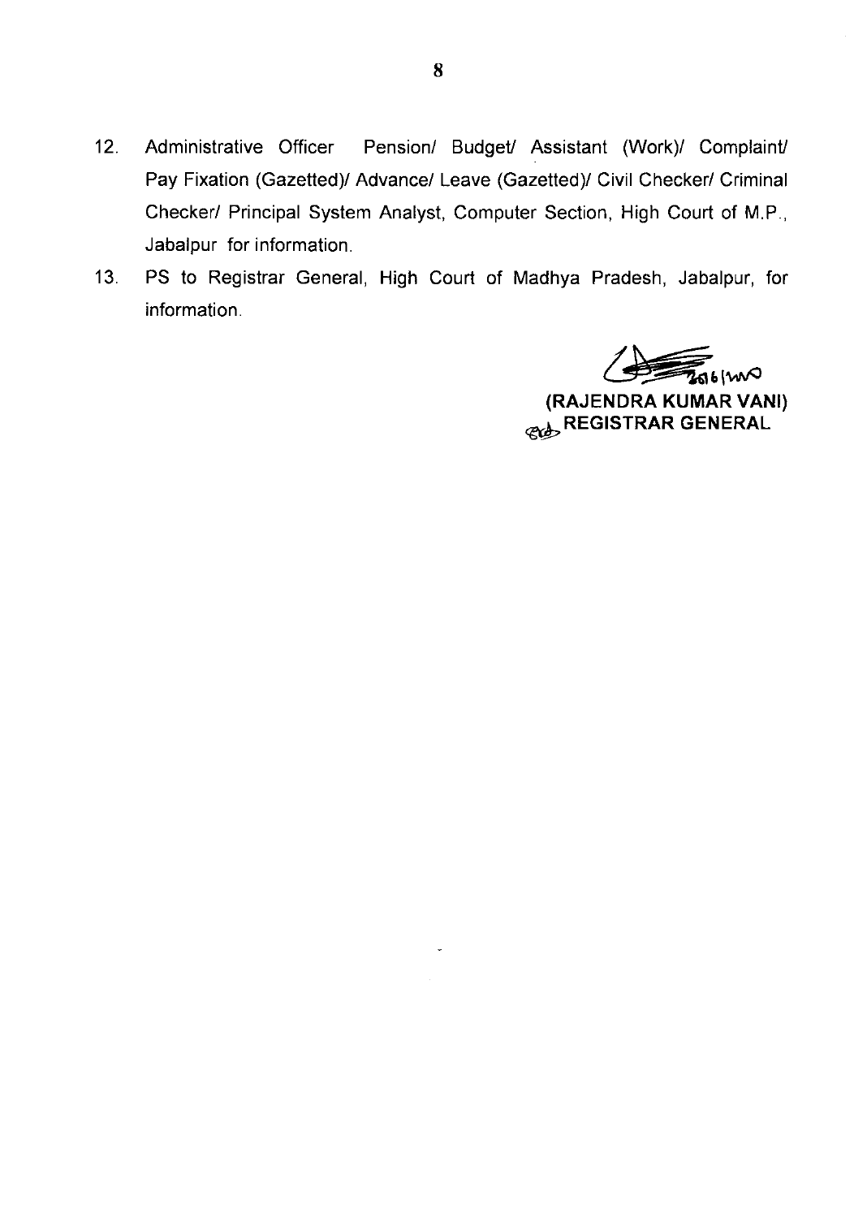12. Administrative Officer Pension/ Budget/ Assistant (Work)/ Complaint/ Pay Fixation (Gazetted)/ Advance/ Leave (Gazetted)/ Civil Checker/ Criminal Checker/ Principal System Analyst, Computer Section, High Court of M.P., Jabalpur for information.
13. PS to Registrar General, High Court of Madhya Pradesh, Jabalpur, for information.

**(RAJENDRA KUMAR VANI)**
**REGISTRAR GENERAL**